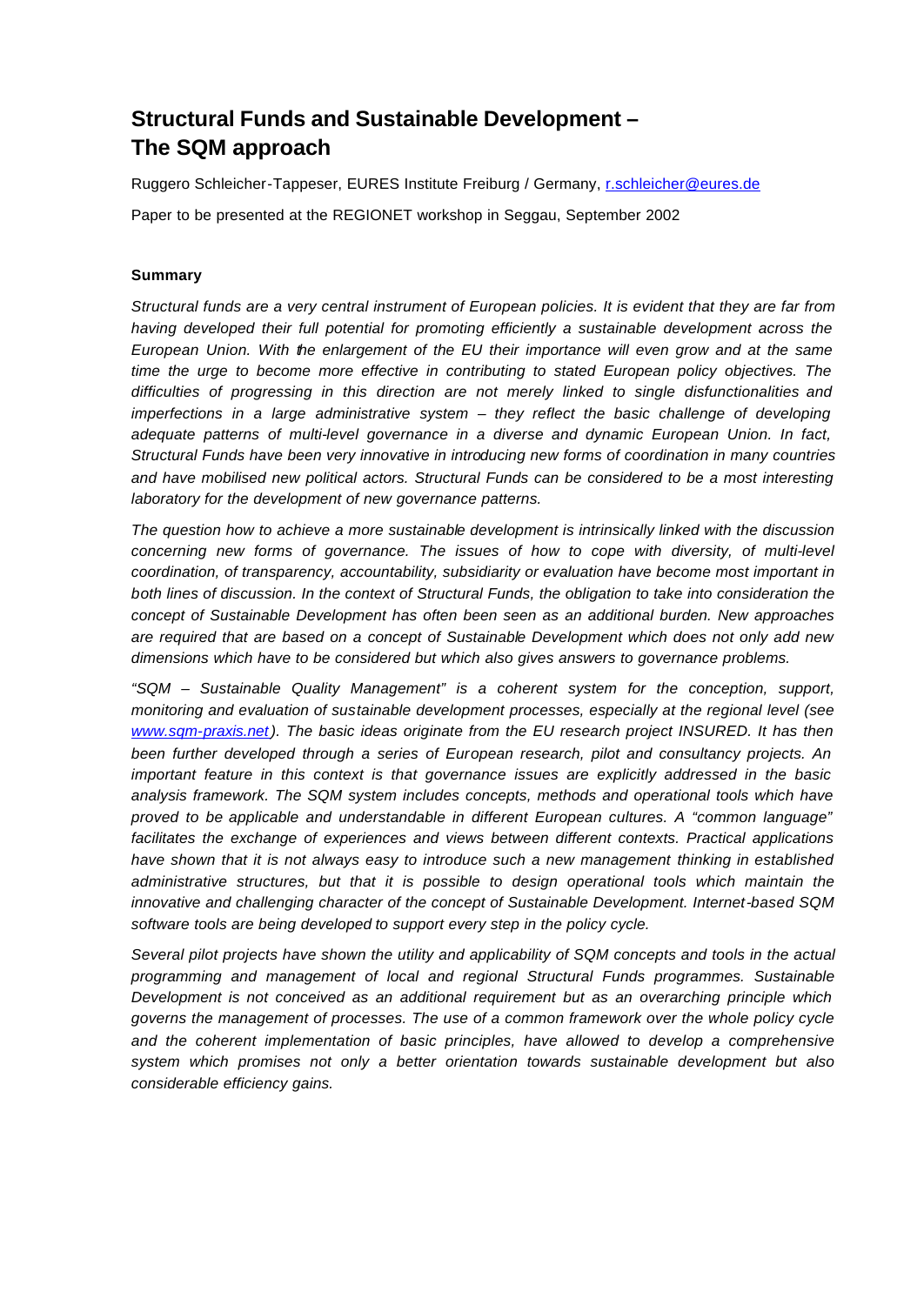# Structural Funds and Sustainable Development – The SQM approach

Ruggero Schleicher-Tappeser, EURES Institute Freiburg / Germany, r.schleicher@eures.de

Paper to be presented at the REGIONET workshop in Seggau, September 2002

**Summary**

*Structural funds are a very central instrument of European policies. It is evident that they are far from having developed their full potential for promoting efficiently a sustainable development across the European Union. With the enlargement of the EU their importance will even grow and at the same time the urge to become more effective in contributing to stated European policy objectives. The difficulties of progressing in this direction are not merely linked to single disfunctionalities and imperfections in a large administrative system – they reflect the basic challenge of developing adequate patterns of multi-level governance in a diverse and dynamic European Union. In fact, Structural Funds have been very innovative in introducing new forms of coordination in many countries and have mobilised new political actors. Structural Funds can be considered to be a most interesting laboratory for the development of new governance patterns.*

*The question how to achieve a more sustainable development is intrinsically linked with the discussion concerning new forms of governance. The issues of how to cope with diversity, of multi-level coordination, of transparency, accountability, subsidiarity or evaluation have become most important in both lines of discussion. In the context of Structural Funds, the obligation to take into consideration the concept of Sustainable Development has often been seen as an additional burden. New approaches are required that are based on a concept of Sustainable Development which does not only add new dimensions which have to be considered but which also gives answers to governance problems.*

*"SQM – Sustainable Quality Management" is a coherent system for the conception, support, monitoring and evaluation of sustainable development processes, especially at the regional level (see www.sqm-praxis.net). The basic ideas originate from the EU research project INSURED. It has then been further developed through a series of European research, pilot and consultancy projects. An important feature in this context is that governance issues are explicitly addressed in the basic analysis framework. The SQM system includes concepts, methods and operational tools which have proved to be applicable and understandable in different European cultures. A "common language" facilitates the exchange of experiences and views between different contexts. Practical applications have shown that it is not always easy to introduce such a new management thinking in established administrative structures, but that it is possible to design operational tools which maintain the innovative and challenging character of the concept of Sustainable Development. Internet-based SQM software tools are being developed to support every step in the policy cycle.*

*Several pilot projects have shown the utility and applicability of SQM concepts and tools in the actual programming and management of local and regional Structural Funds programmes. Sustainable Development is not conceived as an additional requirement but as an overarching principle which governs the management of processes. The use of a common framework over the whole policy cycle and the coherent implementation of basic principles, have allowed to develop a comprehensive system which promises not only a better orientation towards sustainable development but also considerable efficiency gains.*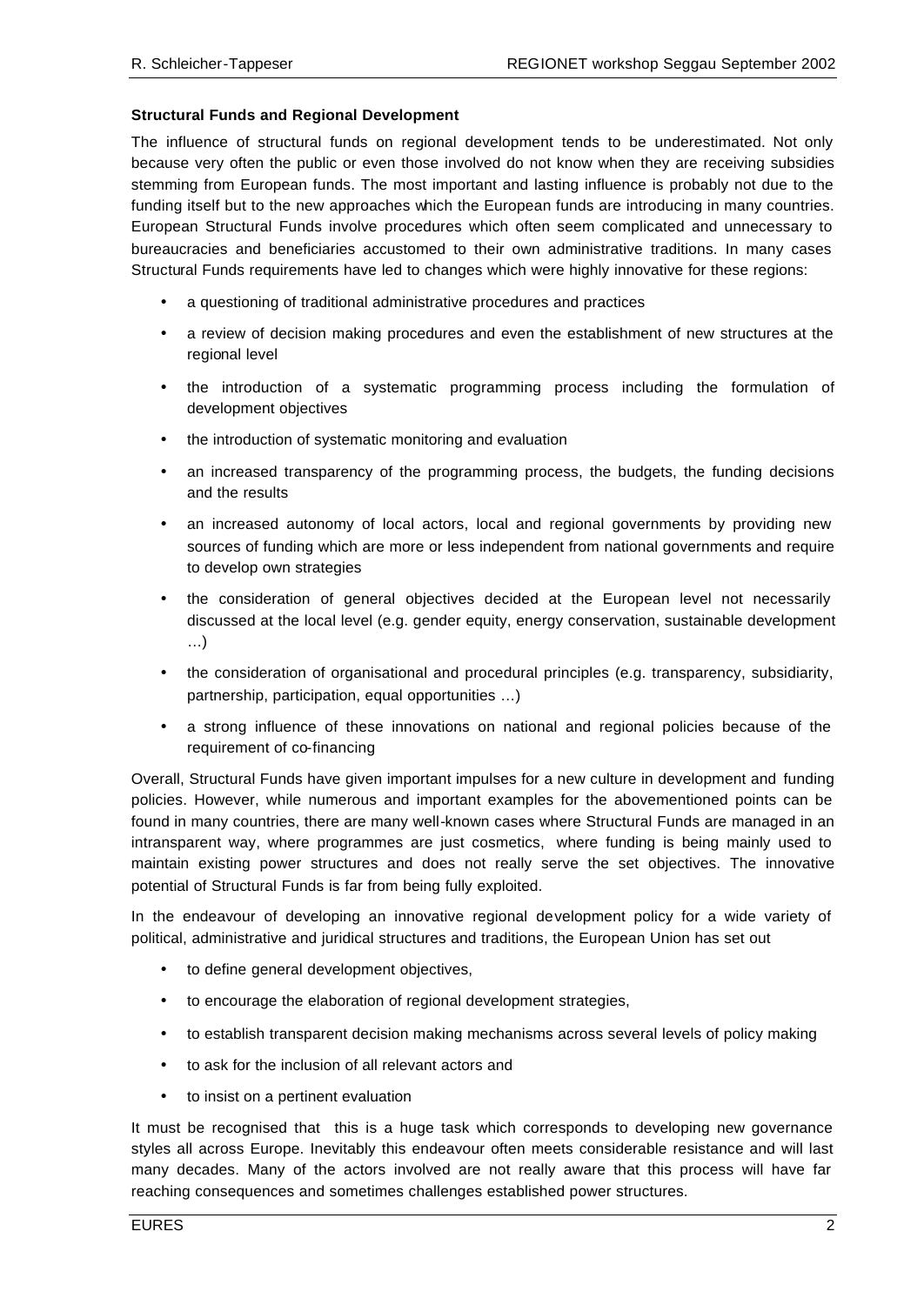**Structural Funds and Regional Development**

The influence of structural funds on regional development tends to be underestimated. Not only because very often the public or even those involved do not know when they are receiving subsidies stemming from European funds. The most important and lasting influence is probably not due to the funding itself but to the new approaches which the European funds are introducing in many countries. European Structural Funds involve procedures which often seem complicated and unnecessary to bureaucracies and beneficiaries accustomed to their own administrative traditions. In many cases Structural Funds requirements have led to changes which were highly innovative for these regions:

- a questioning of traditional administrative procedures and practices
- a review of decision making procedures and even the establishment of new structures at the regional level
- the introduction of a systematic programming process including the formulation of development objectives
- the introduction of systematic monitoring and evaluation
- an increased transparency of the programming process, the budgets, the funding decisions and the results
- an increased autonomy of local actors, local and regional governments by providing new sources of funding which are more or less independent from national governments and require to develop own strategies
- the consideration of general objectives decided at the European level not necessarily discussed at the local level (e.g. gender equity, energy conservation, sustainable development …)
- the consideration of organisational and procedural principles (e.g. transparency, subsidiarity, partnership, participation, equal opportunities …)
- a strong influence of these innovations on national and regional policies because of the requirement of co-financing

Overall, Structural Funds have given important impulses for a new culture in development and funding policies. However, while numerous and important examples for the abovementioned points can be found in many countries, there are many well-known cases where Structural Funds are managed in an intransparent way, where programmes are just cosmetics, where funding is being mainly used to maintain existing power structures and does not really serve the set objectives. The innovative potential of Structural Funds is far from being fully exploited.

In the endeavour of developing an innovative regional development policy for a wide variety of political, administrative and juridical structures and traditions, the European Union has set out

- to define general development objectives,
- to encourage the elaboration of regional development strategies,
- to establish transparent decision making mechanisms across several levels of policy making
- to ask for the inclusion of all relevant actors and
- to insist on a pertinent evaluation

It must be recognised that this is a huge task which corresponds to developing new governance styles all across Europe. Inevitably this endeavour often meets considerable resistance and will last many decades. Many of the actors involved are not really aware that this process will have far reaching consequences and sometimes challenges established power structures.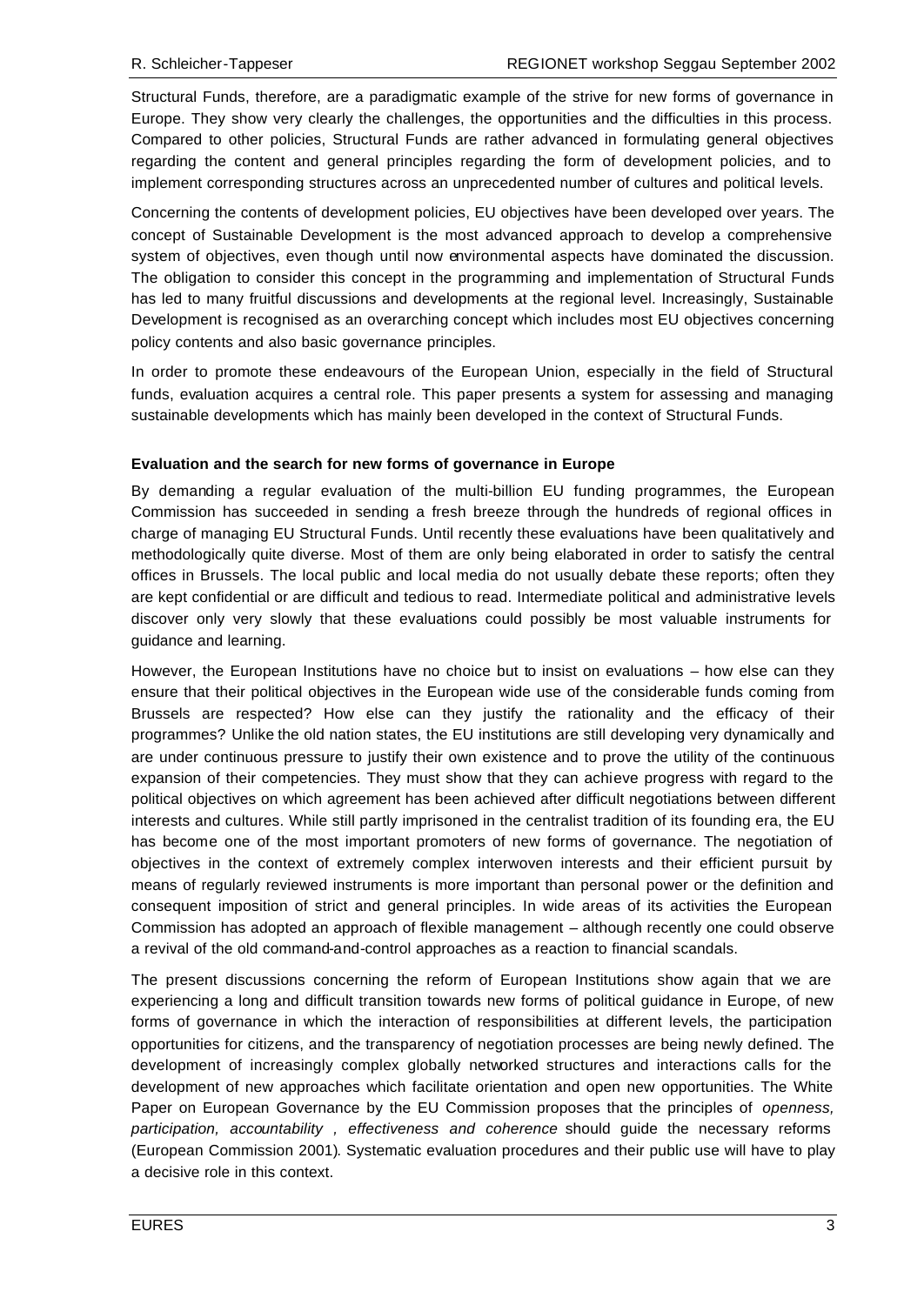Structural Funds, therefore, are a paradigmatic example of the strive for new forms of governance in Europe. They show very clearly the challenges, the opportunities and the difficulties in this process. Compared to other policies, Structural Funds are rather advanced in formulating general objectives regarding the content and general principles regarding the form of development policies, and to implement corresponding structures across an unprecedented number of cultures and political levels.

Concerning the contents of development policies, EU objectives have been developed over years. The concept of Sustainable Development is the most advanced approach to develop a comprehensive system of objectives, even though until now environmental aspects have dominated the discussion. The obligation to consider this concept in the programming and implementation of Structural Funds has led to many fruitful discussions and developments at the regional level. Increasingly, Sustainable Development is recognised as an overarching concept which includes most EU objectives concerning policy contents and also basic governance principles.

In order to promote these endeavours of the European Union, especially in the field of Structural funds, evaluation acquires a central role. This paper presents a system for assessing and managing sustainable developments which has mainly been developed in the context of Structural Funds.

**Evaluation and the search for new forms of governance in Europe**

By demanding a regular evaluation of the multi-billion EU funding programmes, the European Commission has succeeded in sending a fresh breeze through the hundreds of regional offices in charge of managing EU Structural Funds. Until recently these evaluations have been qualitatively and methodologically quite diverse. Most of them are only being elaborated in order to satisfy the central offices in Brussels. The local public and local media do not usually debate these reports; often they are kept confidential or are difficult and tedious to read. Intermediate political and administrative levels discover only very slowly that these evaluations could possibly be most valuable instruments for guidance and learning.

However, the European Institutions have no choice but to insist on evaluations – how else can they ensure that their political objectives in the European wide use of the considerable funds coming from Brussels are respected? How else can they justify the rationality and the efficacy of their programmes? Unlike the old nation states, the EU institutions are still developing very dynamically and are under continuous pressure to justify their own existence and to prove the utility of the continuous expansion of their competencies. They must show that they can achieve progress with regard to the political objectives on which agreement has been achieved after difficult negotiations between different interests and cultures. While still partly imprisoned in the centralist tradition of its founding era, the EU has become one of the most important promoters of new forms of governance. The negotiation of objectives in the context of extremely complex interwoven interests and their efficient pursuit by means of regularly reviewed instruments is more important than personal power or the definition and consequent imposition of strict and general principles. In wide areas of its activities the European Commission has adopted an approach of flexible management – although recently one could observe a revival of the old command-and-control approaches as a reaction to financial scandals.

The present discussions concerning the reform of European Institutions show again that we are experiencing a long and difficult transition towards new forms of political guidance in Europe, of new forms of governance in which the interaction of responsibilities at different levels, the participation opportunities for citizens, and the transparency of negotiation processes are being newly defined. The development of increasingly complex globally networked structures and interactions calls for the development of new approaches which facilitate orientation and open new opportunities. The White Paper on European Governance by the EU Commission proposes that the principles of *openness, participation, accountability , effectiveness and coherence* should guide the necessary reforms (European Commission 2001). Systematic evaluation procedures and their public use will have to play a decisive role in this context.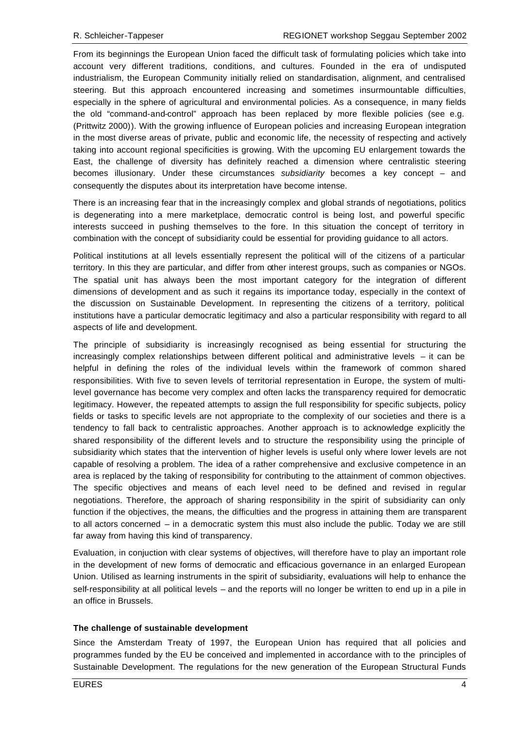From its beginnings the European Union faced the difficult task of formulating policies which take into account very different traditions, conditions, and cultures. Founded in the era of undisputed industrialism, the European Community initially relied on standardisation, alignment, and centralised steering. But this approach encountered increasing and sometimes insurmountable difficulties, especially in the sphere of agricultural and environmental policies. As a consequence, in many fields the old "command-and-control" approach has been replaced by more flexible policies (see e.g. (Prittwitz 2000)). With the growing influence of European policies and increasing European integration in the most diverse areas of private, public and economic life, the necessity of respecting and actively taking into account regional specificities is growing. With the upcoming EU enlargement towards the East, the challenge of diversity has definitely reached a dimension where centralistic steering becomes illusionary. Under these circumstances *subsidiarity* becomes a key concept – and consequently the disputes about its interpretation have become intense.

There is an increasing fear that in the increasingly complex and global strands of negotiations, politics is degenerating into a mere marketplace, democratic control is being lost, and powerful specific interests succeed in pushing themselves to the fore. In this situation the concept of territory in combination with the concept of subsidiarity could be essential for providing guidance to all actors.

Political institutions at all levels essentially represent the political will of the citizens of a particular territory. In this they are particular, and differ from other interest groups, such as companies or NGOs. The spatial unit has always been the most important category for the integration of different dimensions of development and as such it regains its importance today, especially in the context of the discussion on Sustainable Development. In representing the citizens of a territory, political institutions have a particular democratic legitimacy and also a particular responsibility with regard to all aspects of life and development.

The principle of subsidiarity is increasingly recognised as being essential for structuring the increasingly complex relationships between different political and administrative levels – it can be helpful in defining the roles of the individual levels within the framework of common shared responsibilities. With five to seven levels of territorial representation in Europe, the system of multi-level governance has become very complex and often lacks the transparency required for democratic legitimacy. However, the repeated attempts to assign the full responsibility for specific subjects, policy fields or tasks to specific levels are not appropriate to the complexity of our societies and there is a tendency to fall back to centralistic approaches. Another approach is to acknowledge explicitly the shared responsibility of the different levels and to structure the responsibility using the principle of subsidiarity which states that the intervention of higher levels is useful only where lower levels are not capable of resolving a problem. The idea of a rather comprehensive and exclusive competence in an area is replaced by the taking of responsibility for contributing to the attainment of common objectives. The specific objectives and means of each level need to be defined and revised in regular negotiations. Therefore, the approach of sharing responsibility in the spirit of subsidiarity can only function if the objectives, the means, the difficulties and the progress in attaining them are transparent to all actors concerned – in a democratic system this must also include the public. Today we are still far away from having this kind of transparency.

Evaluation, in conjuction with clear systems of objectives, will therefore have to play an important role in the development of new forms of democratic and efficacious governance in an enlarged European Union. Utilised as learning instruments in the spirit of subsidiarity, evaluations will help to enhance the self-responsibility at all political levels – and the reports will no longer be written to end up in a pile in an office in Brussels.

**The challenge of sustainable development**

Since the Amsterdam Treaty of 1997, the European Union has required that all policies and programmes funded by the EU be conceived and implemented in accordance with to the principles of Sustainable Development. The regulations for the new generation of the European Structural Funds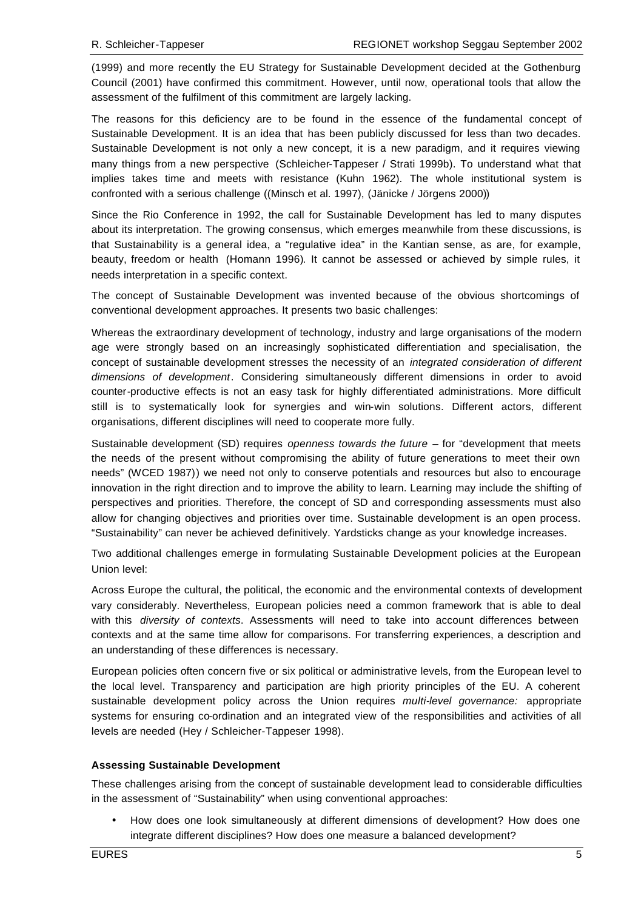(1999) and more recently the EU Strategy for Sustainable Development decided at the Gothenburg Council (2001) have confirmed this commitment. However, until now, operational tools that allow the assessment of the fulfilment of this commitment are largely lacking.

The reasons for this deficiency are to be found in the essence of the fundamental concept of Sustainable Development. It is an idea that has been publicly discussed for less than two decades. Sustainable Development is not only a new concept, it is a new paradigm, and it requires viewing many things from a new perspective (Schleicher-Tappeser / Strati 1999b). To understand what that implies takes time and meets with resistance (Kuhn 1962). The whole institutional system is confronted with a serious challenge ((Minsch et al. 1997), (Jänicke / Jörgens 2000))

Since the Rio Conference in 1992, the call for Sustainable Development has led to many disputes about its interpretation. The growing consensus, which emerges meanwhile from these discussions, is that Sustainability is a general idea, a "regulative idea" in the Kantian sense, as are, for example, beauty, freedom or health (Homann 1996). It cannot be assessed or achieved by simple rules, it needs interpretation in a specific context.

The concept of Sustainable Development was invented because of the obvious shortcomings of conventional development approaches. It presents two basic challenges:

Whereas the extraordinary development of technology, industry and large organisations of the modern age were strongly based on an increasingly sophisticated differentiation and specialisation, the concept of sustainable development stresses the necessity of an *integrated consideration of different dimensions of development*. Considering simultaneously different dimensions in order to avoid counter-productive effects is not an easy task for highly differentiated administrations. More difficult still is to systematically look for synergies and win-win solutions. Different actors, different organisations, different disciplines will need to cooperate more fully.

Sustainable development (SD) requires *openness towards the future* – for "development that meets the needs of the present without compromising the ability of future generations to meet their own needs" (WCED 1987)) we need not only to conserve potentials and resources but also to encourage innovation in the right direction and to improve the ability to learn. Learning may include the shifting of perspectives and priorities. Therefore, the concept of SD and corresponding assessments must also allow for changing objectives and priorities over time. Sustainable development is an open process. "Sustainability" can never be achieved definitively. Yardsticks change as your knowledge increases.

Two additional challenges emerge in formulating Sustainable Development policies at the European Union level:

Across Europe the cultural, the political, the economic and the environmental contexts of development vary considerably. Nevertheless, European policies need a common framework that is able to deal with this *diversity of contexts*. Assessments will need to take into account differences between contexts and at the same time allow for comparisons. For transferring experiences, a description and an understanding of these differences is necessary.

European policies often concern five or six political or administrative levels, from the European level to the local level. Transparency and participation are high priority principles of the EU. A coherent sustainable development policy across the Union requires *multi-level governance:* appropriate systems for ensuring co-ordination and an integrated view of the responsibilities and activities of all levels are needed (Hey / Schleicher-Tappeser 1998).

**Assessing Sustainable Development**

These challenges arising from the concept of sustainable development lead to considerable difficulties in the assessment of "Sustainability" when using conventional approaches:

- How does one look simultaneously at different dimensions of development? How does one integrate different disciplines? How does one measure a balanced development?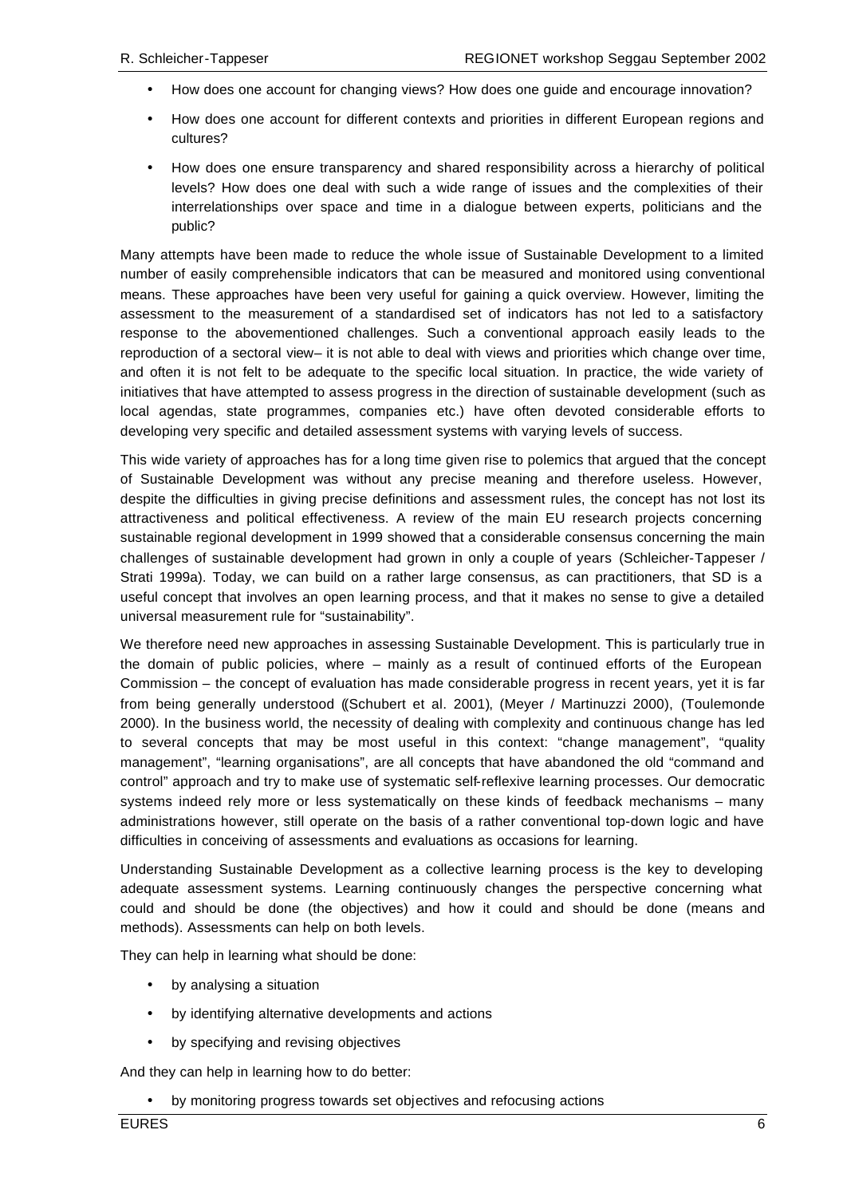- How does one account for changing views? How does one guide and encourage innovation?
- How does one account for different contexts and priorities in different European regions and cultures?
- How does one ensure transparency and shared responsibility across a hierarchy of political levels? How does one deal with such a wide range of issues and the complexities of their interrelationships over space and time in a dialogue between experts, politicians and the public?

Many attempts have been made to reduce the whole issue of Sustainable Development to a limited number of easily comprehensible indicators that can be measured and monitored using conventional means. These approaches have been very useful for gaining a quick overview. However, limiting the assessment to the measurement of a standardised set of indicators has not led to a satisfactory response to the abovementioned challenges. Such a conventional approach easily leads to the reproduction of a sectoral view– it is not able to deal with views and priorities which change over time, and often it is not felt to be adequate to the specific local situation. In practice, the wide variety of initiatives that have attempted to assess progress in the direction of sustainable development (such as local agendas, state programmes, companies etc.) have often devoted considerable efforts to developing very specific and detailed assessment systems with varying levels of success.

This wide variety of approaches has for a long time given rise to polemics that argued that the concept of Sustainable Development was without any precise meaning and therefore useless. However, despite the difficulties in giving precise definitions and assessment rules, the concept has not lost its attractiveness and political effectiveness. A review of the main EU research projects concerning sustainable regional development in 1999 showed that a considerable consensus concerning the main challenges of sustainable development had grown in only a couple of years (Schleicher-Tappeser / Strati 1999a). Today, we can build on a rather large consensus, as can practitioners, that SD is a useful concept that involves an open learning process, and that it makes no sense to give a detailed universal measurement rule for "sustainability".

We therefore need new approaches in assessing Sustainable Development. This is particularly true in the domain of public policies, where – mainly as a result of continued efforts of the European Commission – the concept of evaluation has made considerable progress in recent years, yet it is far from being generally understood ((Schubert et al. 2001), (Meyer / Martinuzzi 2000), (Toulemonde 2000). In the business world, the necessity of dealing with complexity and continuous change has led to several concepts that may be most useful in this context: "change management", "quality management", "learning organisations", are all concepts that have abandoned the old "command and control" approach and try to make use of systematic self-reflexive learning processes. Our democratic systems indeed rely more or less systematically on these kinds of feedback mechanisms – many administrations however, still operate on the basis of a rather conventional top-down logic and have difficulties in conceiving of assessments and evaluations as occasions for learning.

Understanding Sustainable Development as a collective learning process is the key to developing adequate assessment systems. Learning continuously changes the perspective concerning what could and should be done (the objectives) and how it could and should be done (means and methods). Assessments can help on both levels.

They can help in learning what should be done:

- by analysing a situation
- by identifying alternative developments and actions
- by specifying and revising objectives

And they can help in learning how to do better:

- by monitoring progress towards set objectives and refocusing actions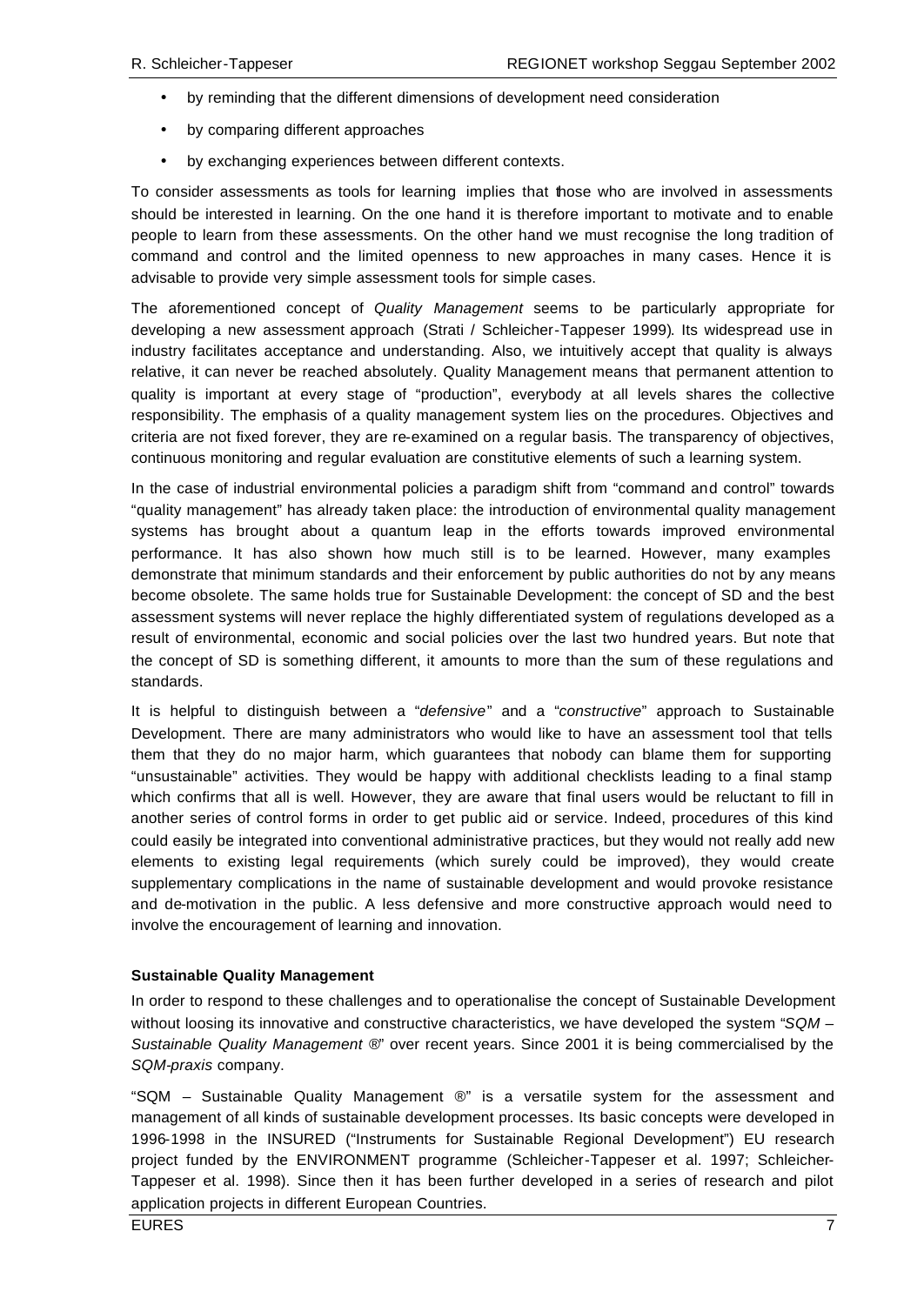- by reminding that the different dimensions of development need consideration
- by comparing different approaches
- by exchanging experiences between different contexts.

To consider assessments as tools for learning implies that those who are involved in assessments should be interested in learning. On the one hand it is therefore important to motivate and to enable people to learn from these assessments. On the other hand we must recognise the long tradition of command and control and the limited openness to new approaches in many cases. Hence it is advisable to provide very simple assessment tools for simple cases.

The aforementioned concept of *Quality Management* seems to be particularly appropriate for developing a new assessment approach (Strati / Schleicher-Tappeser 1999). Its widespread use in industry facilitates acceptance and understanding. Also, we intuitively accept that quality is always relative, it can never be reached absolutely. Quality Management means that permanent attention to quality is important at every stage of "production", everybody at all levels shares the collective responsibility. The emphasis of a quality management system lies on the procedures. Objectives and criteria are not fixed forever, they are re-examined on a regular basis. The transparency of objectives, continuous monitoring and regular evaluation are constitutive elements of such a learning system.

In the case of industrial environmental policies a paradigm shift from "command and control" towards "quality management" has already taken place: the introduction of environmental quality management systems has brought about a quantum leap in the efforts towards improved environmental performance. It has also shown how much still is to be learned. However, many examples demonstrate that minimum standards and their enforcement by public authorities do not by any means become obsolete. The same holds true for Sustainable Development: the concept of SD and the best assessment systems will never replace the highly differentiated system of regulations developed as a result of environmental, economic and social policies over the last two hundred years. But note that the concept of SD is something different, it amounts to more than the sum of these regulations and standards.

It is helpful to distinguish between a "*defensive*" and a "*constructive*" approach to Sustainable Development. There are many administrators who would like to have an assessment tool that tells them that they do no major harm, which guarantees that nobody can blame them for supporting "unsustainable" activities. They would be happy with additional checklists leading to a final stamp which confirms that all is well. However, they are aware that final users would be reluctant to fill in another series of control forms in order to get public aid or service. Indeed, procedures of this kind could easily be integrated into conventional administrative practices, but they would not really add new elements to existing legal requirements (which surely could be improved), they would create supplementary complications in the name of sustainable development and would provoke resistance and de-motivation in the public. A less defensive and more constructive approach would need to involve the encouragement of learning and innovation.

**Sustainable Quality Management**

In order to respond to these challenges and to operationalise the concept of Sustainable Development without loosing its innovative and constructive characteristics, we have developed the system "*SQM – Sustainable Quality Management ®*" over recent years. Since 2001 it is being commercialised by the *SQM-praxis* company.

"SQM – Sustainable Quality Management ®" is a versatile system for the assessment and management of all kinds of sustainable development processes. Its basic concepts were developed in 1996-1998 in the INSURED ("Instruments for Sustainable Regional Development") EU research project funded by the ENVIRONMENT programme (Schleicher-Tappeser et al. 1997; Schleicher-Tappeser et al. 1998). Since then it has been further developed in a series of research and pilot application projects in different European Countries.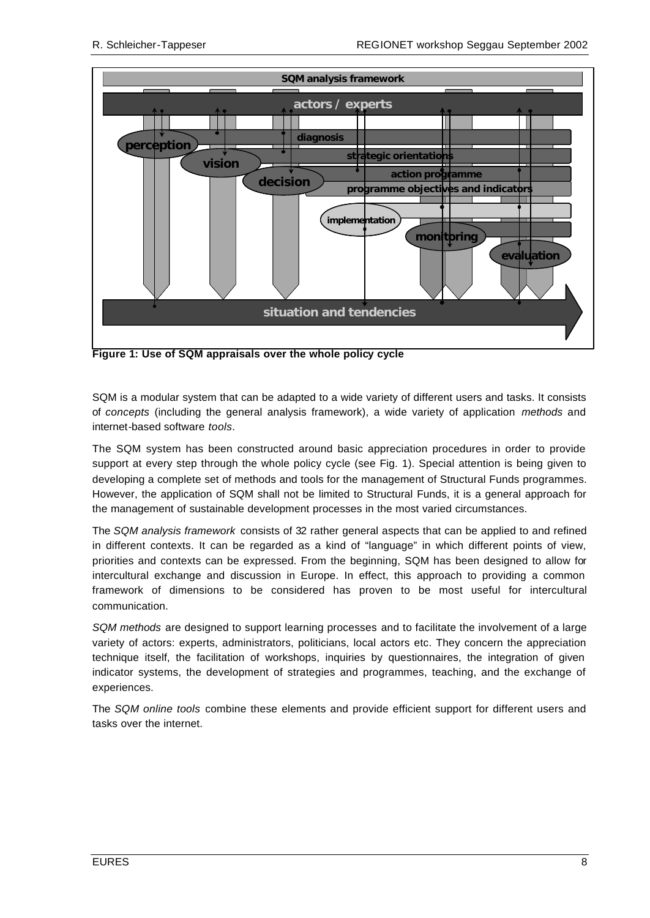**Figure 1: Use of SQM appraisals over the whole policy cycle**

SQM is a modular system that can be adapted to a wide variety of different users and tasks. It consists of *concepts* (including the general analysis framework), a wide variety of application *methods* and internet-based software *tools*.

The SQM system has been constructed around basic appreciation procedures in order to provide support at every step through the whole policy cycle (see Fig. 1). Special attention is being given to developing a complete set of methods and tools for the management of Structural Funds programmes. However, the application of SQM shall not be limited to Structural Funds, it is a general approach for the management of sustainable development processes in the most varied circumstances.

The *SQM analysis framework* consists of 32 rather general aspects that can be applied to and refined in different contexts. It can be regarded as a kind of "language" in which different points of view, priorities and contexts can be expressed. From the beginning, SQM has been designed to allow for intercultural exchange and discussion in Europe. In effect, this approach to providing a common framework of dimensions to be considered has proven to be most useful for intercultural communication.

*SQM methods* are designed to support learning processes and to facilitate the involvement of a large variety of actors: experts, administrators, politicians, local actors etc. They concern the appreciation technique itself, the facilitation of workshops, inquiries by questionnaires, the integration of given indicator systems, the development of strategies and programmes, teaching, and the exchange of experiences.

The *SQM online tools* combine these elements and provide efficient support for different users and tasks over the internet.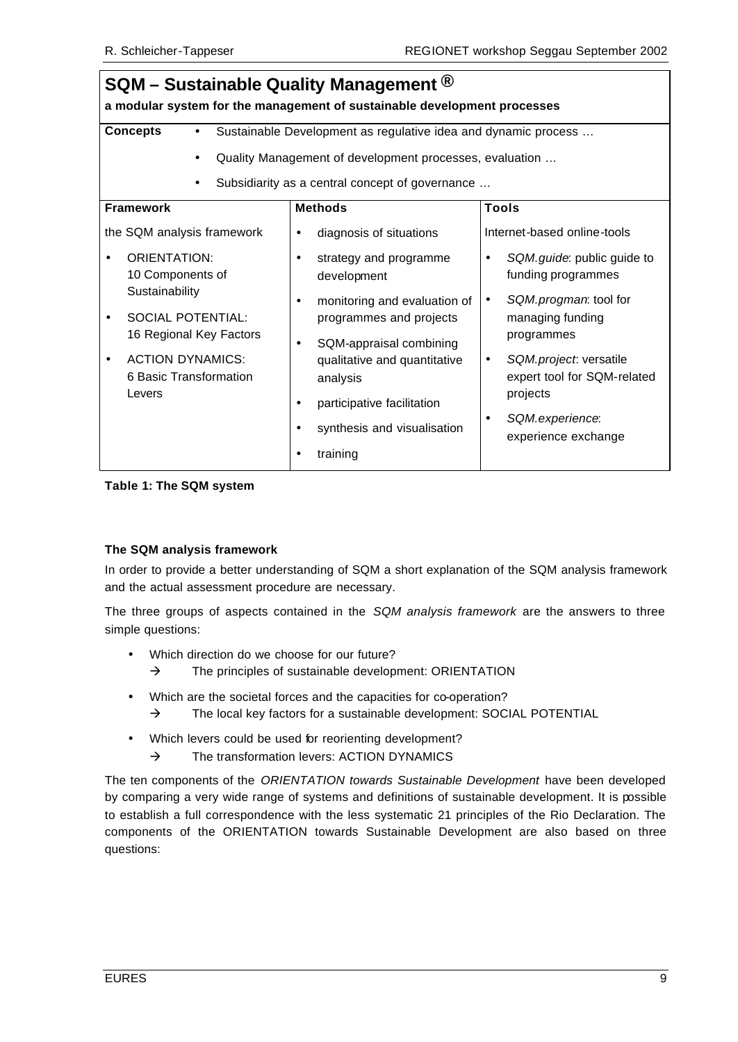| **SQM – Sustainable Quality Management ®**<br>**a modular system for the management of sustainable development processes** | | |
|---|---|---|
| **Concepts** | • Sustainable Development as regulative idea and dynamic process …<br>• Quality Management of development processes, evaluation …<br>• Subsidiarity as a central concept of governance … | |
| **Framework** | **Methods** | **Tools** |
| the SQM analysis framework<br>• ORIENTATION: 10 Components of Sustainability<br>• SOCIAL POTENTIAL: 16 Regional Key Factors<br>• ACTION DYNAMICS: 6 Basic Transformation Levers | • diagnosis of situations<br>• strategy and programme development<br>• monitoring and evaluation of programmes and projects<br>• SQM-appraisal combining qualitative and quantitative analysis<br>• participative facilitation<br>• synthesis and visualisation<br>• training | Internet-based online-tools<br>• *SQM.guide*: public guide to funding programmes<br>• *SQM.progman*: tool for managing funding programmes<br>• *SQM.project*: versatile expert tool for SQM-related projects<br>• *SQM.experience*: experience exchange |

**Table 1: The SQM system**

**The SQM analysis framework**

In order to provide a better understanding of SQM a short explanation of the SQM analysis framework and the actual assessment procedure are necessary.

The three groups of aspects contained in the *SQM analysis framework* are the answers to three simple questions:

- Which direction do we choose for our future?
  → The principles of sustainable development: ORIENTATION
- Which are the societal forces and the capacities for co-operation?
  → The local key factors for a sustainable development: SOCIAL POTENTIAL
- Which levers could be used for reorienting development?
  → The transformation levers: ACTION DYNAMICS

The ten components of the *ORIENTATION towards Sustainable Development* have been developed by comparing a very wide range of systems and definitions of sustainable development. It is possible to establish a full correspondence with the less systematic 21 principles of the Rio Declaration. The components of the ORIENTATION towards Sustainable Development are also based on three questions: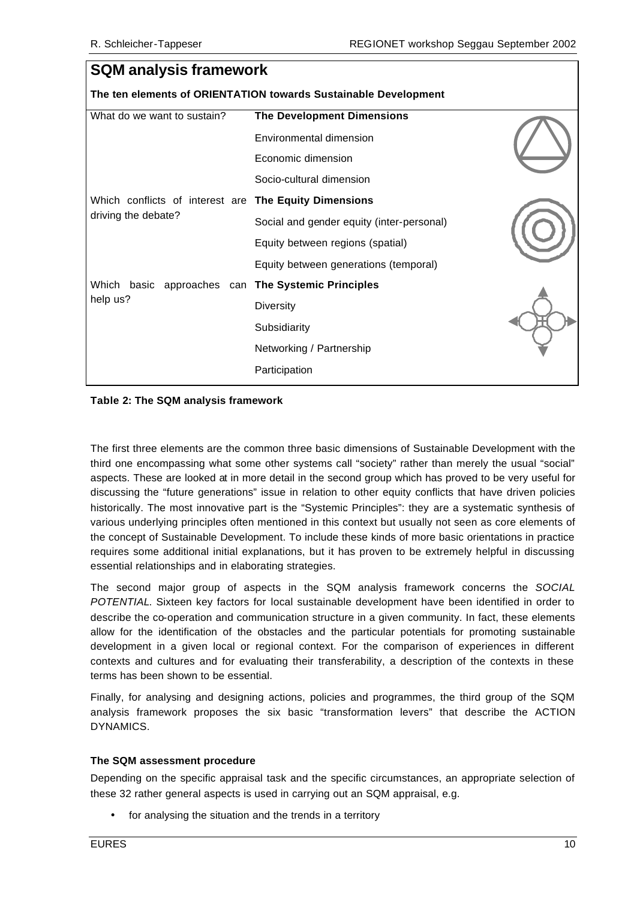| SQM analysis framework | |
|---|---|
| **The ten elements of ORIENTATION towards Sustainable Development** | |
| What do we want to sustain? | **The Development Dimensions** |
| | Environmental dimension |
| | Economic dimension |
| | Socio-cultural dimension |
| Which conflicts of interest are driving the debate? | **The Equity Dimensions** |
| | Social and gender equity (inter-personal) |
| | Equity between regions (spatial) |
| | Equity between generations (temporal) |
| Which basic approaches can help us? | **The Systemic Principles** |
| | Diversity |
| | Subsidiarity |
| | Networking / Partnership |
| | Participation |

**Table 2: The SQM analysis framework**

The first three elements are the common three basic dimensions of Sustainable Development with the third one encompassing what some other systems call "society" rather than merely the usual "social" aspects. These are looked at in more detail in the second group which has proved to be very useful for discussing the "future generations" issue in relation to other equity conflicts that have driven policies historically. The most innovative part is the "Systemic Principles": they are a systematic synthesis of various underlying principles often mentioned in this context but usually not seen as core elements of the concept of Sustainable Development. To include these kinds of more basic orientations in practice requires some additional initial explanations, but it has proven to be extremely helpful in discussing essential relationships and in elaborating strategies.

The second major group of aspects in the SQM analysis framework concerns the *SOCIAL POTENTIAL*. Sixteen key factors for local sustainable development have been identified in order to describe the co-operation and communication structure in a given community. In fact, these elements allow for the identification of the obstacles and the particular potentials for promoting sustainable development in a given local or regional context. For the comparison of experiences in different contexts and cultures and for evaluating their transferability, a description of the contexts in these terms has been shown to be essential.

Finally, for analysing and designing actions, policies and programmes, the third group of the SQM analysis framework proposes the six basic "transformation levers" that describe the ACTION DYNAMICS.

**The SQM assessment procedure**

Depending on the specific appraisal task and the specific circumstances, an appropriate selection of these 32 rather general aspects is used in carrying out an SQM appraisal, e.g.

- for analysing the situation and the trends in a territory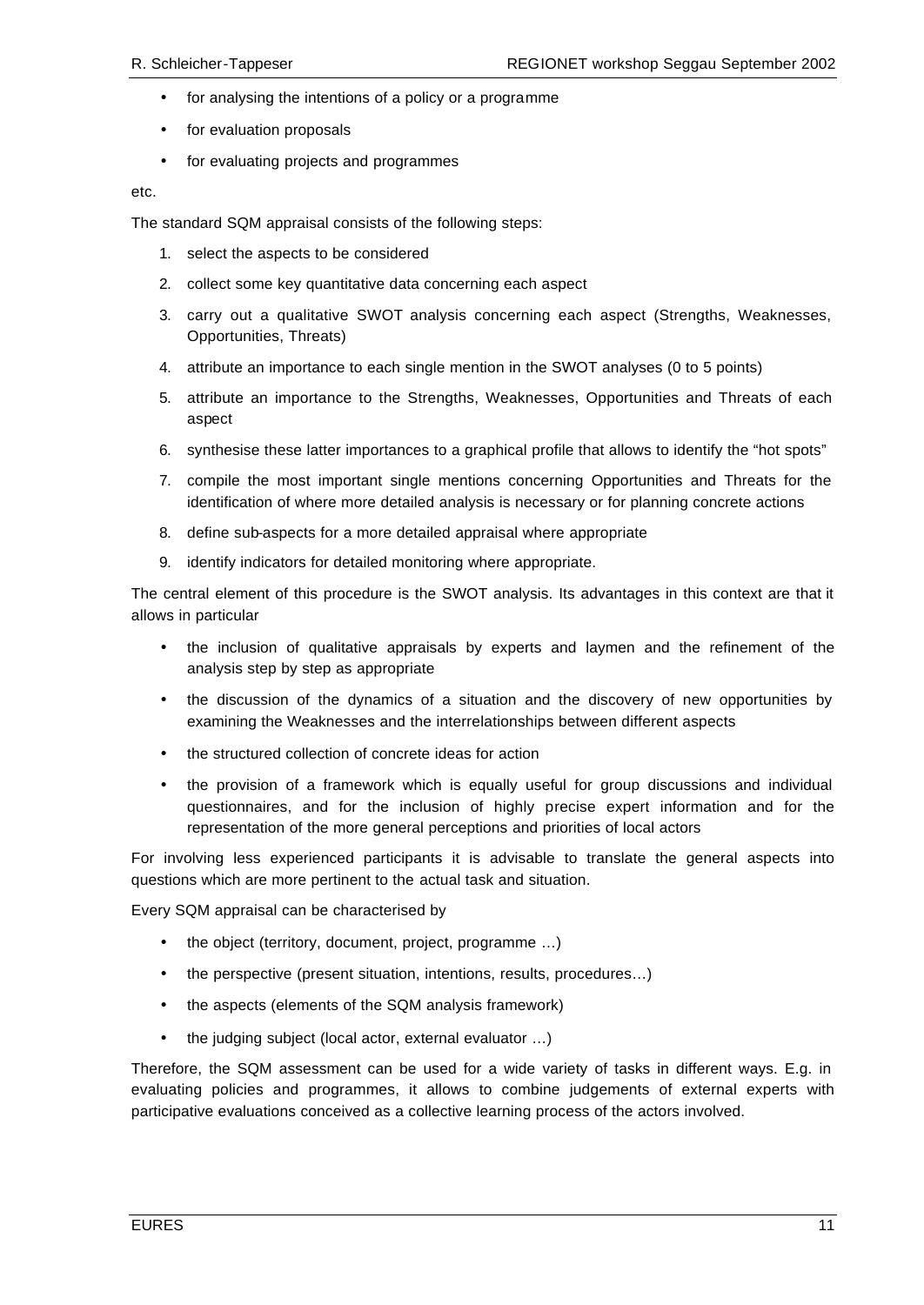- for analysing the intentions of a policy or a programme
- for evaluation proposals
- for evaluating projects and programmes

etc.

The standard SQM appraisal consists of the following steps:

1. select the aspects to be considered
2. collect some key quantitative data concerning each aspect
3. carry out a qualitative SWOT analysis concerning each aspect (Strengths, Weaknesses, Opportunities, Threats)
4. attribute an importance to each single mention in the SWOT analyses (0 to 5 points)
5. attribute an importance to the Strengths, Weaknesses, Opportunities and Threats of each aspect
6. synthesise these latter importances to a graphical profile that allows to identify the "hot spots"
7. compile the most important single mentions concerning Opportunities and Threats for the identification of where more detailed analysis is necessary or for planning concrete actions
8. define sub-aspects for a more detailed appraisal where appropriate
9. identify indicators for detailed monitoring where appropriate.

The central element of this procedure is the SWOT analysis. Its advantages in this context are that it allows in particular

- the inclusion of qualitative appraisals by experts and laymen and the refinement of the analysis step by step as appropriate
- the discussion of the dynamics of a situation and the discovery of new opportunities by examining the Weaknesses and the interrelationships between different aspects
- the structured collection of concrete ideas for action
- the provision of a framework which is equally useful for group discussions and individual questionnaires, and for the inclusion of highly precise expert information and for the representation of the more general perceptions and priorities of local actors

For involving less experienced participants it is advisable to translate the general aspects into questions which are more pertinent to the actual task and situation.

Every SQM appraisal can be characterised by

- the object (territory, document, project, programme …)
- the perspective (present situation, intentions, results, procedures…)
- the aspects (elements of the SQM analysis framework)
- the judging subject (local actor, external evaluator …)

Therefore, the SQM assessment can be used for a wide variety of tasks in different ways. E.g. in evaluating policies and programmes, it allows to combine judgements of external experts with participative evaluations conceived as a collective learning process of the actors involved.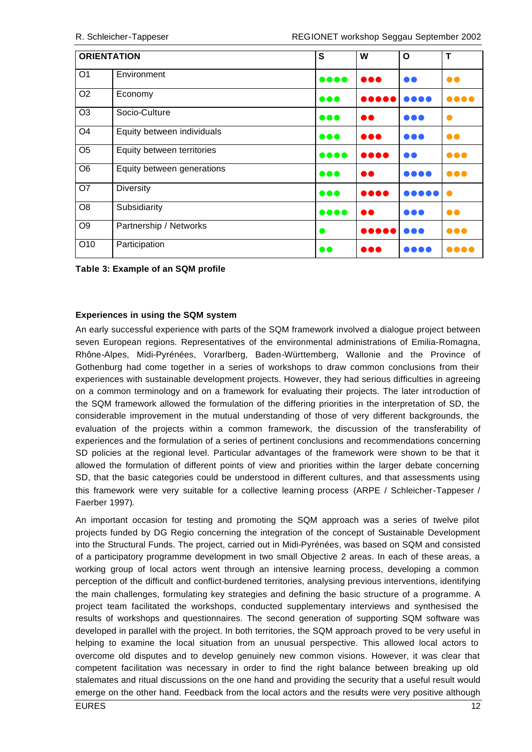| ORIENTATION | | S | W | O | T |
|---|---|---|---|---|---|
| O1 | Environment | ●●●● | ●●● | ●● | ●● |
| O2 | Economy | ●●● | ●●●●● | ●●●● | ●●●● |
| O3 | Socio-Culture | ●●● | ●● | ●●● | ● |
| O4 | Equity between individuals | ●●● | ●●● | ●●● | ●● |
| O5 | Equity between territories | ●●●● | ●●●● | ●● | ●●● |
| O6 | Equity between generations | ●●● | ●● | ●●●● | ●●● |
| O7 | Diversity | ●●● | ●●●● | ●●●●● | ● |
| O8 | Subsidiarity | ●●●● | ●● | ●●● | ●● |
| O9 | Partnership / Networks | ● | ●●●●● | ●●● | ●●● |
| O10 | Participation | ●● | ●●● | ●●●● | ●●●● |

**Table 3: Example of an SQM profile**

**Experiences in using the SQM system**

An early successful experience with parts of the SQM framework involved a dialogue project between seven European regions. Representatives of the environmental administrations of Emilia-Romagna, Rhône-Alpes, Midi-Pyrénées, Vorarlberg, Baden-Württemberg, Wallonie and the Province of Gothenburg had come together in a series of workshops to draw common conclusions from their experiences with sustainable development projects. However, they had serious difficulties in agreeing on a common terminology and on a framework for evaluating their projects. The later introduction of the SQM framework allowed the formulation of the differing priorities in the interpretation of SD, the considerable improvement in the mutual understanding of those of very different backgrounds, the evaluation of the projects within a common framework, the discussion of the transferability of experiences and the formulation of a series of pertinent conclusions and recommendations concerning SD policies at the regional level. Particular advantages of the framework were shown to be that it allowed the formulation of different points of view and priorities within the larger debate concerning SD, that the basic categories could be understood in different cultures, and that assessments using this framework were very suitable for a collective learning process (ARPE / Schleicher-Tappeser / Faerber 1997).

An important occasion for testing and promoting the SQM approach was a series of twelve pilot projects funded by DG Regio concerning the integration of the concept of Sustainable Development into the Structural Funds. The project, carried out in Midi-Pyrénées, was based on SQM and consisted of a participatory programme development in two small Objective 2 areas. In each of these areas, a working group of local actors went through an intensive learning process, developing a common perception of the difficult and conflict-burdened territories, analysing previous interventions, identifying the main challenges, formulating key strategies and defining the basic structure of a programme. A project team facilitated the workshops, conducted supplementary interviews and synthesised the results of workshops and questionnaires. The second generation of supporting SQM software was developed in parallel with the project. In both territories, the SQM approach proved to be very useful in helping to examine the local situation from an unusual perspective. This allowed local actors to overcome old disputes and to develop genuinely new common visions. However, it was clear that competent facilitation was necessary in order to find the right balance between breaking up old stalemates and ritual discussions on the one hand and providing the security that a useful result would emerge on the other hand. Feedback from the local actors and the results were very positive although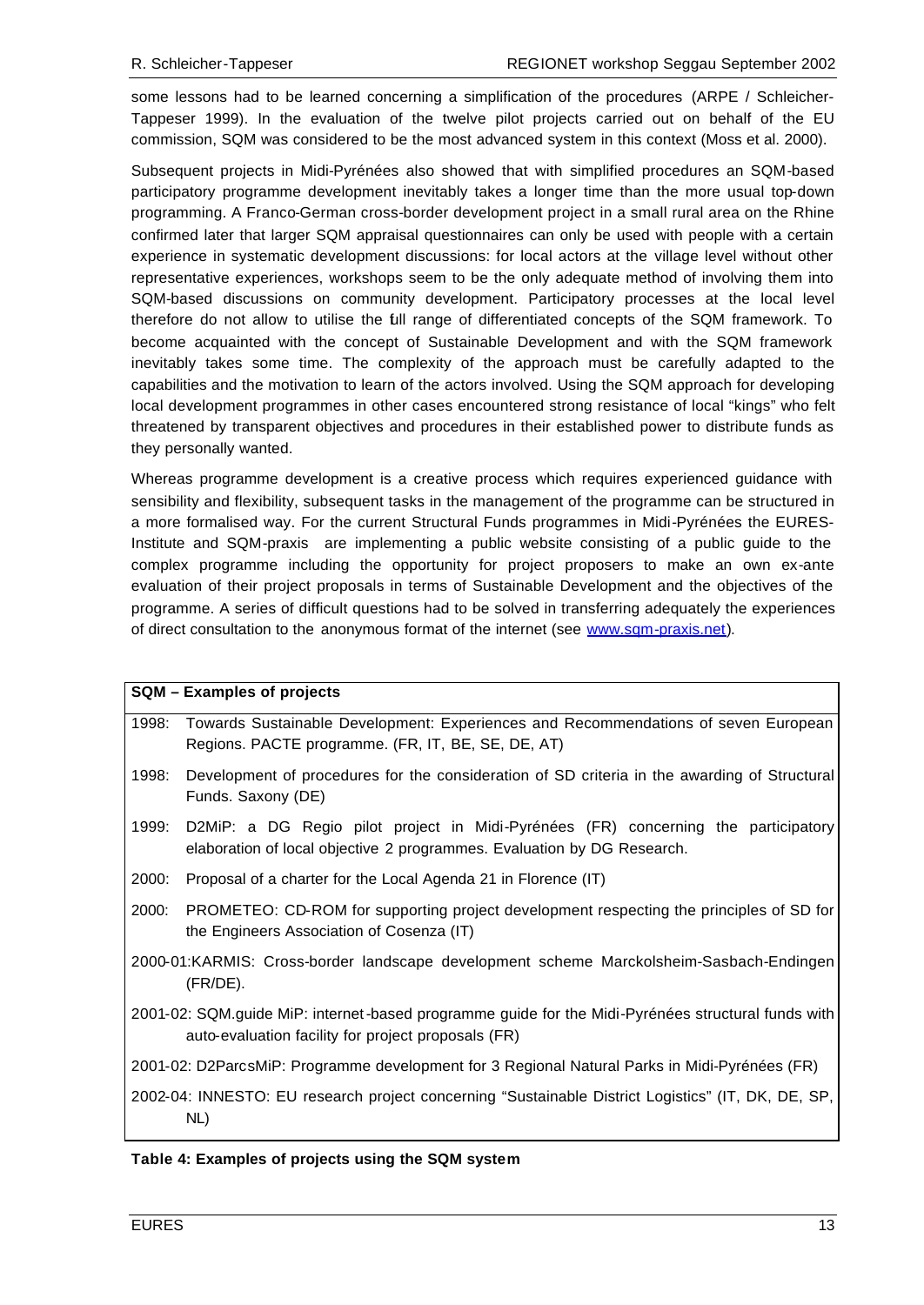some lessons had to be learned concerning a simplification of the procedures (ARPE / Schleicher-Tappeser 1999). In the evaluation of the twelve pilot projects carried out on behalf of the EU commission, SQM was considered to be the most advanced system in this context (Moss et al. 2000).

Subsequent projects in Midi-Pyrénées also showed that with simplified procedures an SQM-based participatory programme development inevitably takes a longer time than the more usual top-down programming. A Franco-German cross-border development project in a small rural area on the Rhine confirmed later that larger SQM appraisal questionnaires can only be used with people with a certain experience in systematic development discussions: for local actors at the village level without other representative experiences, workshops seem to be the only adequate method of involving them into SQM-based discussions on community development. Participatory processes at the local level therefore do not allow to utilise the full range of differentiated concepts of the SQM framework. To become acquainted with the concept of Sustainable Development and with the SQM framework inevitably takes some time. The complexity of the approach must be carefully adapted to the capabilities and the motivation to learn of the actors involved. Using the SQM approach for developing local development programmes in other cases encountered strong resistance of local "kings" who felt threatened by transparent objectives and procedures in their established power to distribute funds as they personally wanted.

Whereas programme development is a creative process which requires experienced guidance with sensibility and flexibility, subsequent tasks in the management of the programme can be structured in a more formalised way. For the current Structural Funds programmes in Midi-Pyrénées the EURES-Institute and SQM-praxis are implementing a public website consisting of a public guide to the complex programme including the opportunity for project proposers to make an own ex-ante evaluation of their project proposals in terms of Sustainable Development and the objectives of the programme. A series of difficult questions had to be solved in transferring adequately the experiences of direct consultation to the anonymous format of the internet (see www.sqm-praxis.net).

| **SQM – Examples of projects** | |
|---|---|
| 1998: | Towards Sustainable Development: Experiences and Recommendations of seven European Regions. PACTE programme. (FR, IT, BE, SE, DE, AT) |
| 1998: | Development of procedures for the consideration of SD criteria in the awarding of Structural Funds. Saxony (DE) |
| 1999: | D2MiP: a DG Regio pilot project in Midi-Pyrénées (FR) concerning the participatory elaboration of local objective 2 programmes. Evaluation by DG Research. |
| 2000: | Proposal of a charter for the Local Agenda 21 in Florence (IT) |
| 2000: | PROMETEO: CD-ROM for supporting project development respecting the principles of SD for the Engineers Association of Cosenza (IT) |
| 2000-01: | KARMIS: Cross-border landscape development scheme Marckolsheim-Sasbach-Endingen (FR/DE). |
| 2001-02: | SQM.guide MiP: internet-based programme guide for the Midi-Pyrénées structural funds with auto-evaluation facility for project proposals (FR) |
| 2001-02: | D2ParcsMiP: Programme development for 3 Regional Natural Parks in Midi-Pyrénées (FR) |
| 2002-04: | INNESTO: EU research project concerning "Sustainable District Logistics" (IT, DK, DE, SP, NL) |

**Table 4: Examples of projects using the SQM system**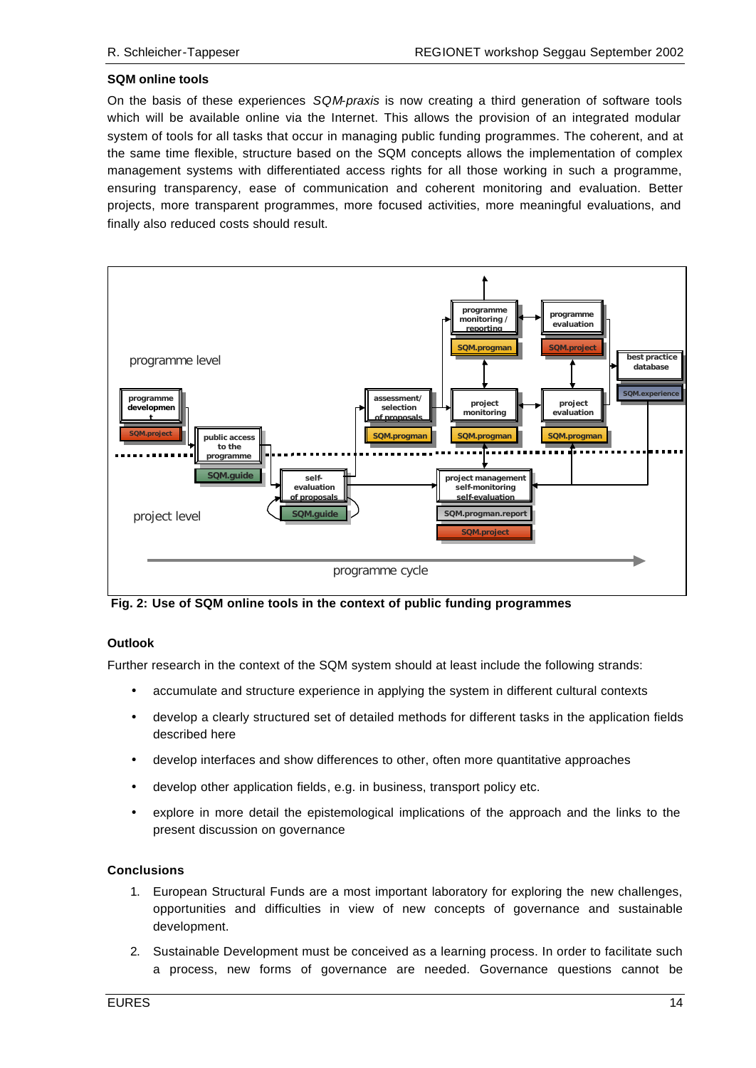**SQM online tools**

On the basis of these experiences *SQM-praxis* is now creating a third generation of software tools which will be available online via the Internet. This allows the provision of an integrated modular system of tools for all tasks that occur in managing public funding programmes. The coherent, and at the same time flexible, structure based on the SQM concepts allows the implementation of complex management systems with differentiated access rights for all those working in such a programme, ensuring transparency, ease of communication and coherent monitoring and evaluation. Better projects, more transparent programmes, more focused activities, more meaningful evaluations, and finally also reduced costs should result.

programme level

programme development — SQM.project

public access to the programme — SQM.guide

self-evaluation of proposals — SQM.guide

assessment/ selection of proposals — SQM.progman

programme monitoring / reporting — SQM.progman

programme evaluation — SQM.project

best practice database — SQM.experience

project monitoring — SQM.progman

project evaluation — SQM.progman

project management self-monitoring self-evaluation — SQM.progman.report — SQM.project

project level

programme cycle

**Fig. 2: Use of SQM online tools in the context of public funding programmes**

**Outlook**

Further research in the context of the SQM system should at least include the following strands:

- accumulate and structure experience in applying the system in different cultural contexts
- develop a clearly structured set of detailed methods for different tasks in the application fields described here
- develop interfaces and show differences to other, often more quantitative approaches
- develop other application fields, e.g. in business, transport policy etc.
- explore in more detail the epistemological implications of the approach and the links to the present discussion on governance

**Conclusions**

1. European Structural Funds are a most important laboratory for exploring the new challenges, opportunities and difficulties in view of new concepts of governance and sustainable development.
2. Sustainable Development must be conceived as a learning process. In order to facilitate such a process, new forms of governance are needed. Governance questions cannot be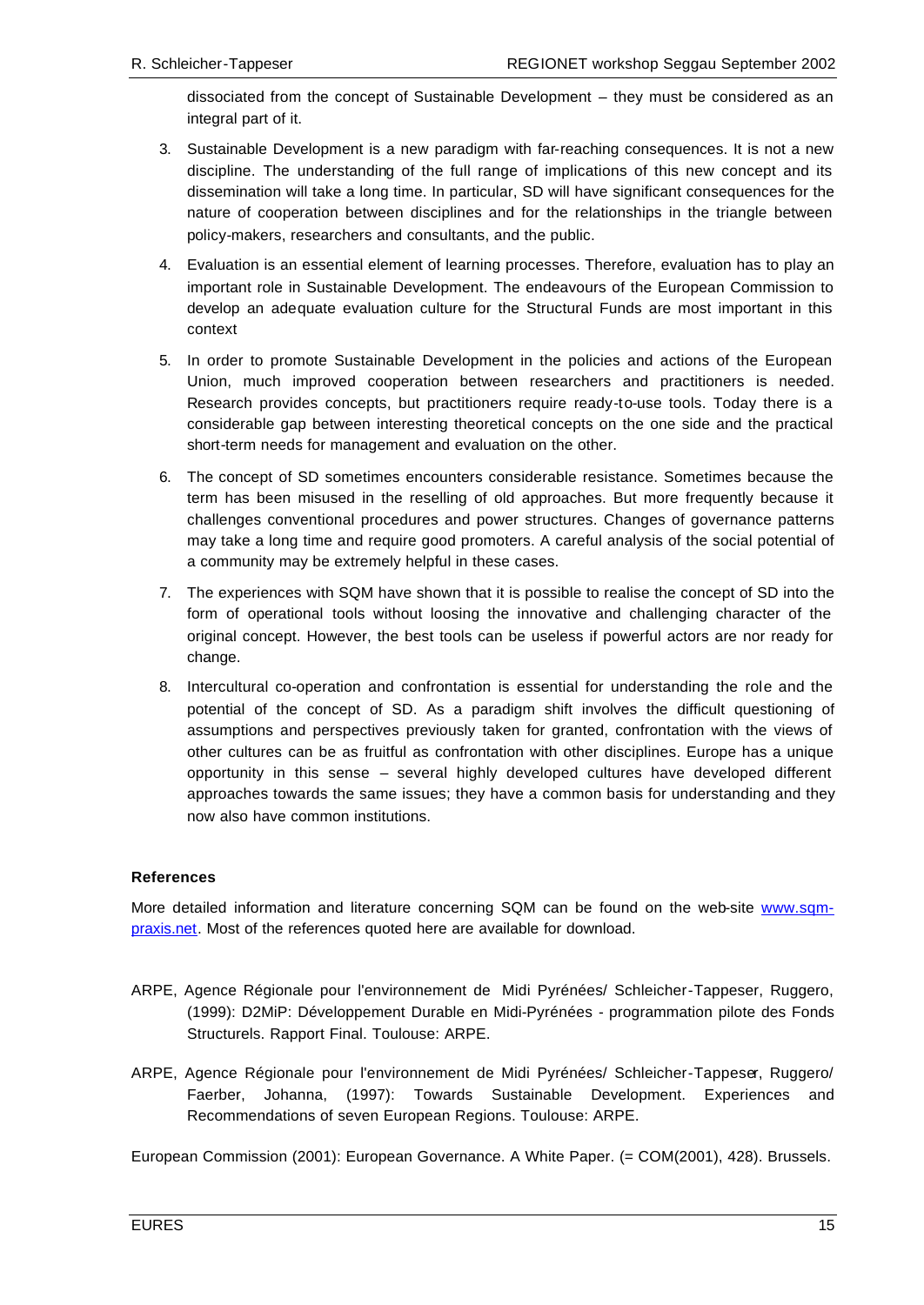dissociated from the concept of Sustainable Development – they must be considered as an integral part of it.

3. Sustainable Development is a new paradigm with far-reaching consequences. It is not a new discipline. The understanding of the full range of implications of this new concept and its dissemination will take a long time. In particular, SD will have significant consequences for the nature of cooperation between disciplines and for the relationships in the triangle between policy-makers, researchers and consultants, and the public.

4. Evaluation is an essential element of learning processes. Therefore, evaluation has to play an important role in Sustainable Development. The endeavours of the European Commission to develop an adequate evaluation culture for the Structural Funds are most important in this context

5. In order to promote Sustainable Development in the policies and actions of the European Union, much improved cooperation between researchers and practitioners is needed. Research provides concepts, but practitioners require ready-to-use tools. Today there is a considerable gap between interesting theoretical concepts on the one side and the practical short-term needs for management and evaluation on the other.

6. The concept of SD sometimes encounters considerable resistance. Sometimes because the term has been misused in the reselling of old approaches. But more frequently because it challenges conventional procedures and power structures. Changes of governance patterns may take a long time and require good promoters. A careful analysis of the social potential of a community may be extremely helpful in these cases.

7. The experiences with SQM have shown that it is possible to realise the concept of SD into the form of operational tools without loosing the innovative and challenging character of the original concept. However, the best tools can be useless if powerful actors are nor ready for change.

8. Intercultural co-operation and confrontation is essential for understanding the role and the potential of the concept of SD. As a paradigm shift involves the difficult questioning of assumptions and perspectives previously taken for granted, confrontation with the views of other cultures can be as fruitful as confrontation with other disciplines. Europe has a unique opportunity in this sense – several highly developed cultures have developed different approaches towards the same issues; they have a common basis for understanding and they now also have common institutions.

**References**

More detailed information and literature concerning SQM can be found on the web-site www.sqm-praxis.net. Most of the references quoted here are available for download.

ARPE, Agence Régionale pour l'environnement de Midi Pyrénées/ Schleicher-Tappeser, Ruggero, (1999): D2MiP: Développement Durable en Midi-Pyrénées - programmation pilote des Fonds Structurels. Rapport Final. Toulouse: ARPE.

ARPE, Agence Régionale pour l'environnement de Midi Pyrénées/ Schleicher-Tappeser, Ruggero/ Faerber, Johanna, (1997): Towards Sustainable Development. Experiences and Recommendations of seven European Regions. Toulouse: ARPE.

European Commission (2001): European Governance. A White Paper. (= COM(2001), 428). Brussels.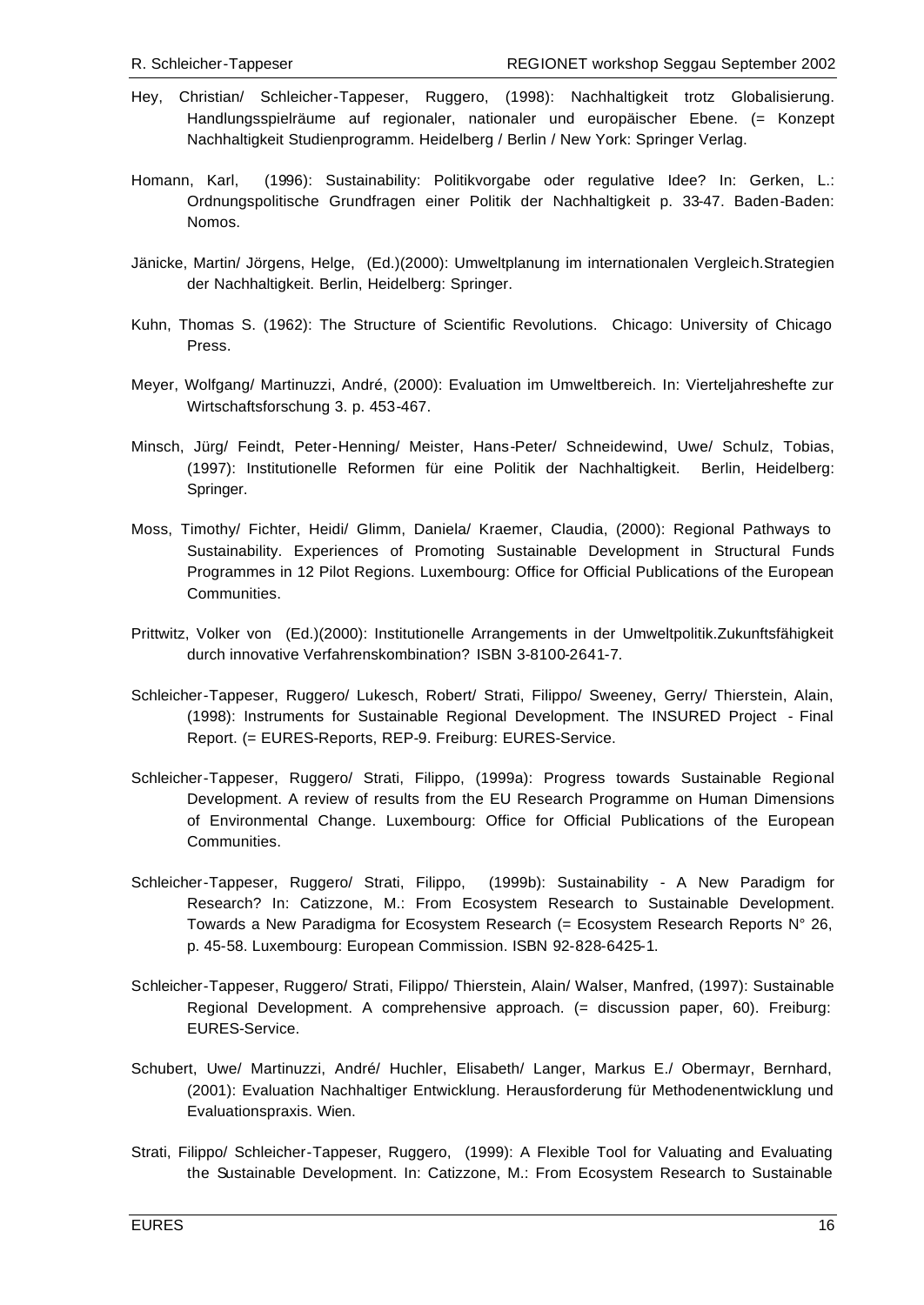Hey, Christian/ Schleicher-Tappeser, Ruggero, (1998): Nachhaltigkeit trotz Globalisierung. Handlungsspielräume auf regionaler, nationaler und europäischer Ebene. (= Konzept Nachhaltigkeit Studienprogramm. Heidelberg / Berlin / New York: Springer Verlag.

Homann, Karl, (1996): Sustainability: Politikvorgabe oder regulative Idee? In: Gerken, L.: Ordnungspolitische Grundfragen einer Politik der Nachhaltigkeit p. 33-47. Baden-Baden: Nomos.

Jänicke, Martin/ Jörgens, Helge, (Ed.)(2000): Umweltplanung im internationalen Vergleich.Strategien der Nachhaltigkeit. Berlin, Heidelberg: Springer.

Kuhn, Thomas S. (1962): The Structure of Scientific Revolutions. Chicago: University of Chicago Press.

Meyer, Wolfgang/ Martinuzzi, André, (2000): Evaluation im Umweltbereich. In: Vierteljahreshefte zur Wirtschaftsforschung 3. p. 453-467.

Minsch, Jürg/ Feindt, Peter-Henning/ Meister, Hans-Peter/ Schneidewind, Uwe/ Schulz, Tobias, (1997): Institutionelle Reformen für eine Politik der Nachhaltigkeit. Berlin, Heidelberg: Springer.

Moss, Timothy/ Fichter, Heidi/ Glimm, Daniela/ Kraemer, Claudia, (2000): Regional Pathways to Sustainability. Experiences of Promoting Sustainable Development in Structural Funds Programmes in 12 Pilot Regions. Luxembourg: Office for Official Publications of the European Communities.

Prittwitz, Volker von (Ed.)(2000): Institutionelle Arrangements in der Umweltpolitik.Zukunftsfähigkeit durch innovative Verfahrenskombination? ISBN 3-8100-2641-7.

Schleicher-Tappeser, Ruggero/ Lukesch, Robert/ Strati, Filippo/ Sweeney, Gerry/ Thierstein, Alain, (1998): Instruments for Sustainable Regional Development. The INSURED Project - Final Report. (= EURES-Reports, REP-9. Freiburg: EURES-Service.

Schleicher-Tappeser, Ruggero/ Strati, Filippo, (1999a): Progress towards Sustainable Regional Development. A review of results from the EU Research Programme on Human Dimensions of Environmental Change. Luxembourg: Office for Official Publications of the European Communities.

Schleicher-Tappeser, Ruggero/ Strati, Filippo, (1999b): Sustainability - A New Paradigm for Research? In: Catizzone, M.: From Ecosystem Research to Sustainable Development. Towards a New Paradigma for Ecosystem Research (= Ecosystem Research Reports N° 26, p. 45-58. Luxembourg: European Commission. ISBN 92-828-6425-1.

Schleicher-Tappeser, Ruggero/ Strati, Filippo/ Thierstein, Alain/ Walser, Manfred, (1997): Sustainable Regional Development. A comprehensive approach. (= discussion paper, 60). Freiburg: EURES-Service.

Schubert, Uwe/ Martinuzzi, André/ Huchler, Elisabeth/ Langer, Markus E./ Obermayr, Bernhard, (2001): Evaluation Nachhaltiger Entwicklung. Herausforderung für Methodenentwicklung und Evaluationspraxis. Wien.

Strati, Filippo/ Schleicher-Tappeser, Ruggero, (1999): A Flexible Tool for Valuating and Evaluating the Sustainable Development. In: Catizzone, M.: From Ecosystem Research to Sustainable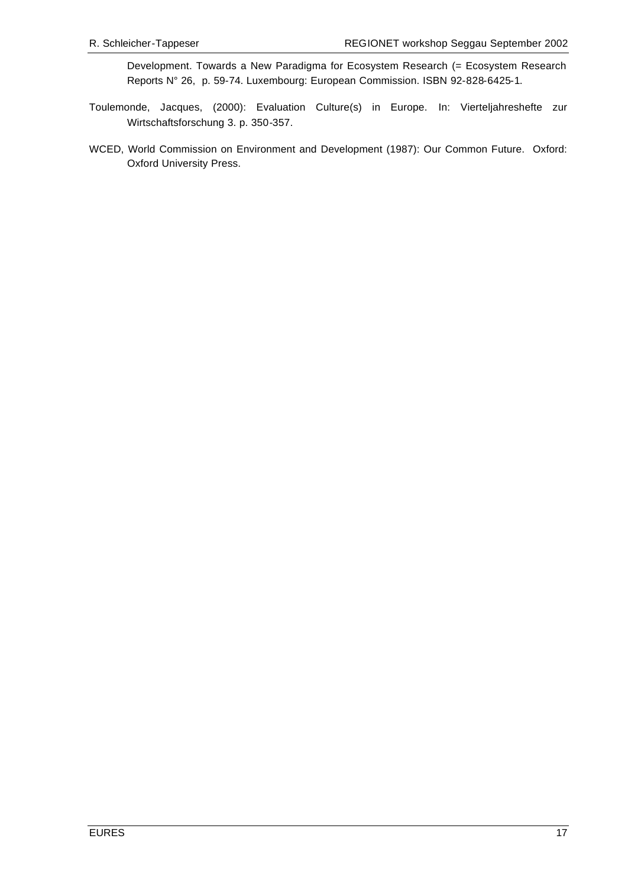Development. Towards a New Paradigma for Ecosystem Research (= Ecosystem Research Reports N° 26, p. 59-74. Luxembourg: European Commission. ISBN 92-828-6425-1.

Toulemonde, Jacques, (2000): Evaluation Culture(s) in Europe. In: Vierteljahreshefte zur Wirtschaftsforschung 3. p. 350-357.

WCED, World Commission on Environment and Development (1987): Our Common Future. Oxford: Oxford University Press.